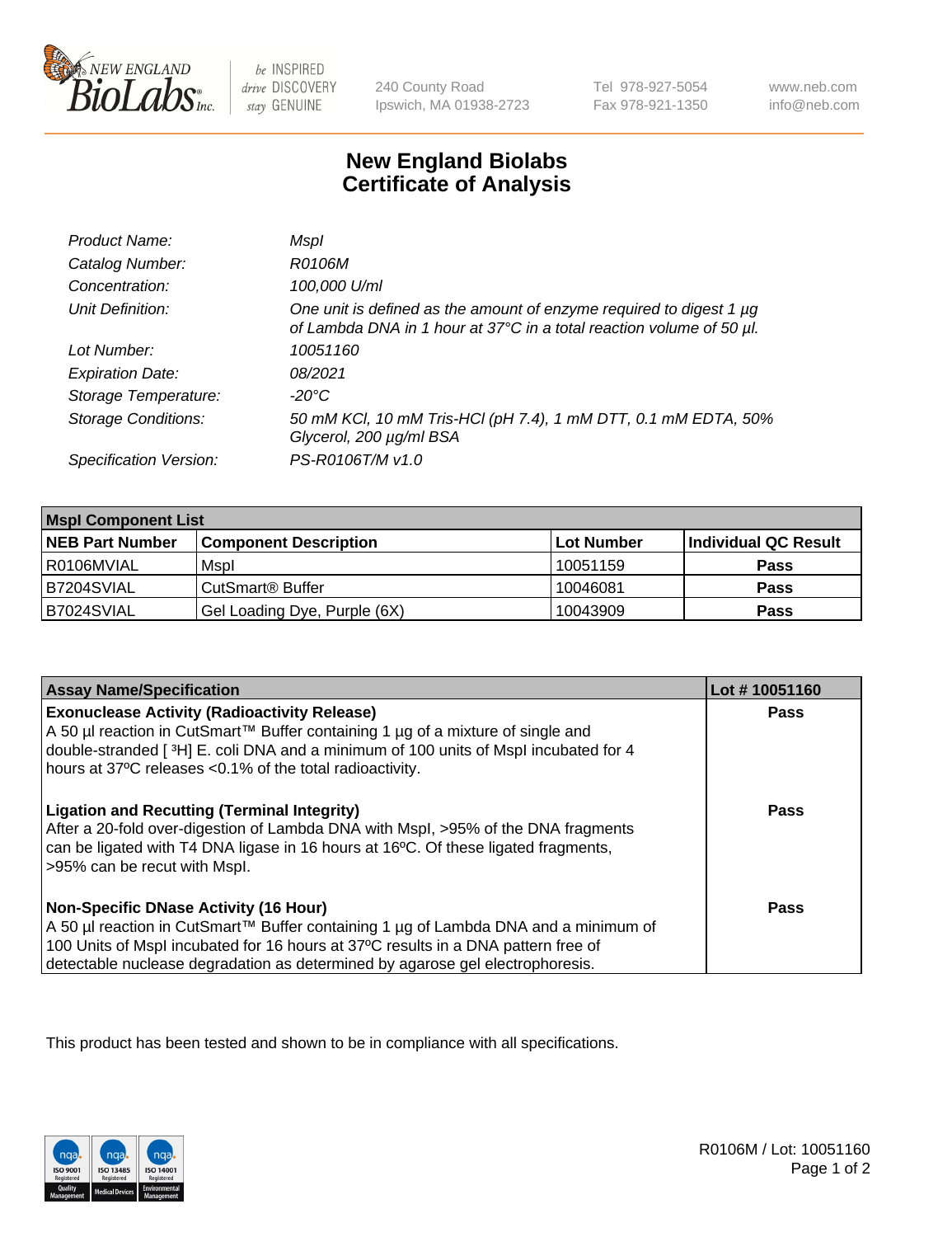New England BioLabs Inc. — be INSPIRED drive DISCOVERY stay GENUINE

240 County Road
Ipswich, MA 01938-2723

Tel 978-927-5054
Fax 978-921-1350

www.neb.com
info@neb.com

# New England Biolabs
# Certificate of Analysis

| | |
|---|---|
| *Product Name:* | *MspI* |
| *Catalog Number:* | *R0106M* |
| *Concentration:* | *100,000 U/ml* |
| *Unit Definition:* | *One unit is defined as the amount of enzyme required to digest 1 µg of Lambda DNA in 1 hour at 37°C in a total reaction volume of 50 µl.* |
| *Lot Number:* | *10051160* |
| *Expiration Date:* | *08/2021* |
| *Storage Temperature:* | *-20°C* |
| *Storage Conditions:* | *50 mM KCl, 10 mM Tris-HCl (pH 7.4), 1 mM DTT, 0.1 mM EDTA, 50% Glycerol, 200 µg/ml BSA* |
| *Specification Version:* | *PS-R0106T/M v1.0* |

| **MspI Component List** | | | |
|---|---|---|---|
| **NEB Part Number** | **Component Description** | **Lot Number** | **Individual QC Result** |
| R0106MVIAL | MspI | 10051159 | **Pass** |
| B7204SVIAL | CutSmart® Buffer | 10046081 | **Pass** |
| B7024SVIAL | Gel Loading Dye, Purple (6X) | 10043909 | **Pass** |

| **Assay Name/Specification** | **Lot # 10051160** |
|---|---|
| **Exonuclease Activity (Radioactivity Release)** A 50 µl reaction in CutSmart™ Buffer containing 1 µg of a mixture of single and double-stranded [$^3$H] E. coli DNA and a minimum of 100 units of MspI incubated for 4 hours at 37ºC releases <0.1% of the total radioactivity. | **Pass** |
| **Ligation and Recutting (Terminal Integrity)** After a 20-fold over-digestion of Lambda DNA with MspI, >95% of the DNA fragments can be ligated with T4 DNA ligase in 16 hours at 16ºC. Of these ligated fragments, >95% can be recut with MspI. | **Pass** |
| **Non-Specific DNase Activity (16 Hour)** A 50 µl reaction in CutSmart™ Buffer containing 1 µg of Lambda DNA and a minimum of 100 Units of MspI incubated for 16 hours at 37ºC results in a DNA pattern free of detectable nuclease degradation as determined by agarose gel electrophoresis. | **Pass** |

This product has been tested and shown to be in compliance with all specifications.

R0106M / Lot: 10051160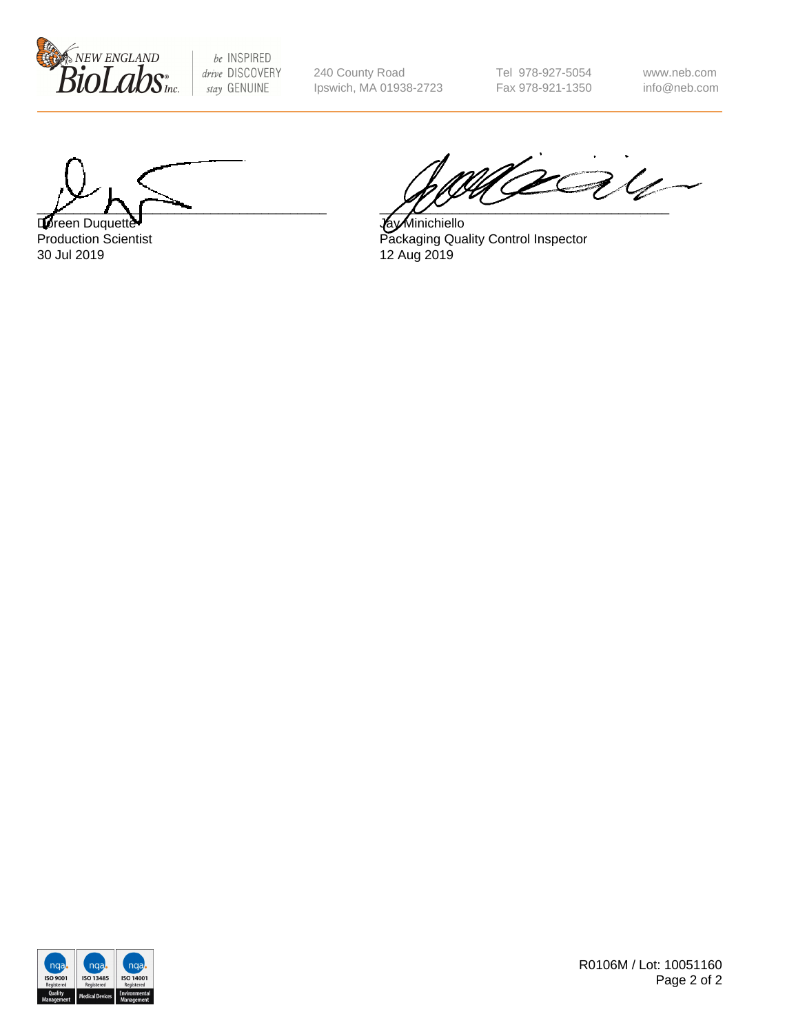Doreen Duquette
Production Scientist
30 Jul 2019

Jay Minichiello
Packaging Quality Control Inspector
12 Aug 2019